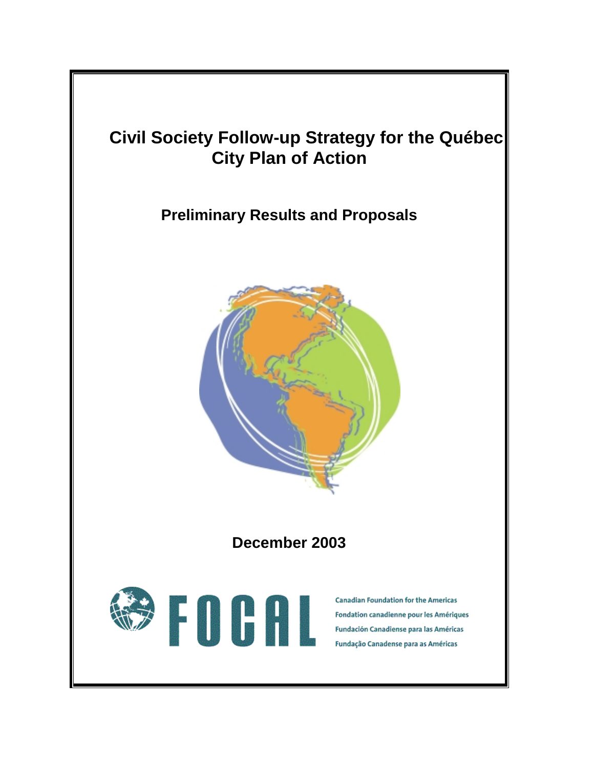# Civil Society Follow-up Strategy for the Québec City Plan of Action

## Preliminary Results and Proposals

December 2003

FOCAL

Canadian Foundation for the Americas
Fondation canadienne pour les Amériques
Fundación Canadiense para las Américas
Fundação Canadense para as Américas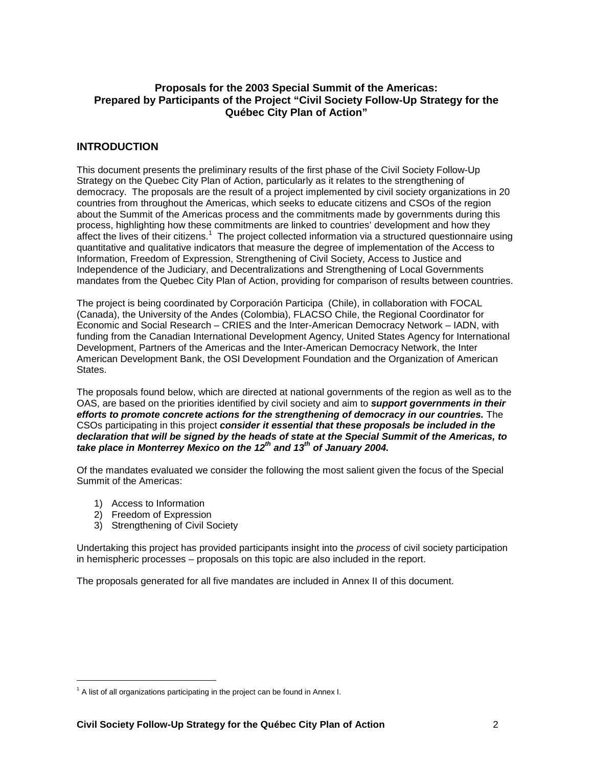**Proposals for the 2003 Special Summit of the Americas: Prepared by Participants of the Project "Civil Society Follow-Up Strategy for the Québec City Plan of Action"**

## INTRODUCTION

This document presents the preliminary results of the first phase of the Civil Society Follow-Up Strategy on the Quebec City Plan of Action, particularly as it relates to the strengthening of democracy. The proposals are the result of a project implemented by civil society organizations in 20 countries from throughout the Americas, which seeks to educate citizens and CSOs of the region about the Summit of the Americas process and the commitments made by governments during this process, highlighting how these commitments are linked to countries' development and how they affect the lives of their citizens.[1] The project collected information via a structured questionnaire using quantitative and qualitative indicators that measure the degree of implementation of the Access to Information, Freedom of Expression, Strengthening of Civil Society, Access to Justice and Independence of the Judiciary, and Decentralizations and Strengthening of Local Governments mandates from the Quebec City Plan of Action, providing for comparison of results between countries.

The project is being coordinated by Corporación Participa (Chile), in collaboration with FOCAL (Canada), the University of the Andes (Colombia), FLACSO Chile, the Regional Coordinator for Economic and Social Research – CRIES and the Inter-American Democracy Network – IADN, with funding from the Canadian International Development Agency, United States Agency for International Development, Partners of the Americas and the Inter-American Democracy Network, the Inter American Development Bank, the OSI Development Foundation and the Organization of American States.

The proposals found below, which are directed at national governments of the region as well as to the OAS, are based on the priorities identified by civil society and aim to ***support governments in their efforts to promote concrete actions for the strengthening of democracy in our countries.*** The CSOs participating in this project ***consider it essential that these proposals be included in the declaration that will be signed by the heads of state at the Special Summit of the Americas, to take place in Monterrey Mexico on the 12th and 13th of January 2004.***

Of the mandates evaluated we consider the following the most salient given the focus of the Special Summit of the Americas:

1) Access to Information
2) Freedom of Expression
3) Strengthening of Civil Society

Undertaking this project has provided participants insight into the *process* of civil society participation in hemispheric processes – proposals on this topic are also included in the report.

The proposals generated for all five mandates are included in Annex II of this document.

---

[1] A list of all organizations participating in the project can be found in Annex I.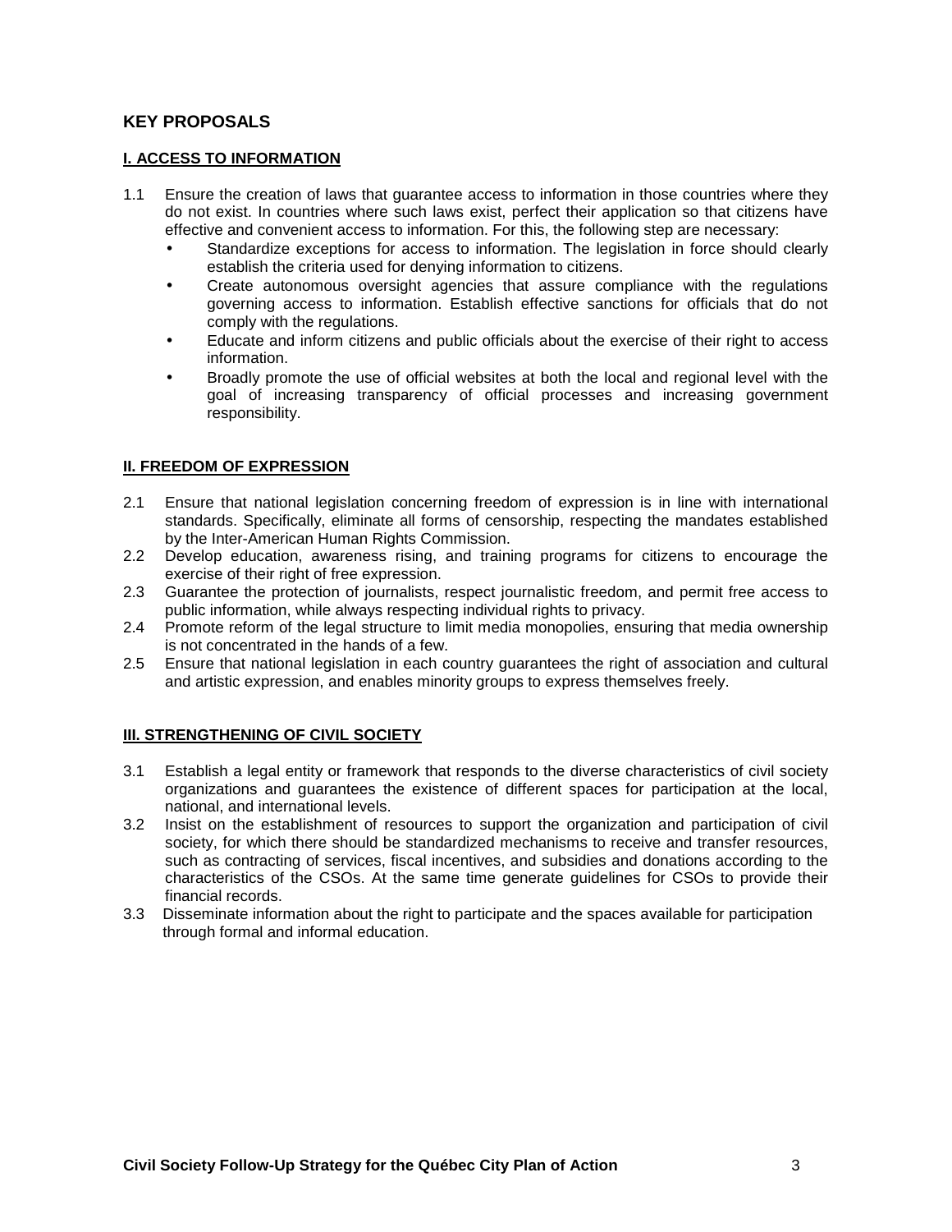## KEY PROPOSALS

### I. ACCESS TO INFORMATION

1.1 Ensure the creation of laws that guarantee access to information in those countries where they do not exist. In countries where such laws exist, perfect their application so that citizens have effective and convenient access to information. For this, the following step are necessary:
   - Standardize exceptions for access to information. The legislation in force should clearly establish the criteria used for denying information to citizens.
   - Create autonomous oversight agencies that assure compliance with the regulations governing access to information. Establish effective sanctions for officials that do not comply with the regulations.
   - Educate and inform citizens and public officials about the exercise of their right to access information.
   - Broadly promote the use of official websites at both the local and regional level with the goal of increasing transparency of official processes and increasing government responsibility.

### II. FREEDOM OF EXPRESSION

2.1 Ensure that national legislation concerning freedom of expression is in line with international standards. Specifically, eliminate all forms of censorship, respecting the mandates established by the Inter-American Human Rights Commission.

2.2 Develop education, awareness rising, and training programs for citizens to encourage the exercise of their right of free expression.

2.3 Guarantee the protection of journalists, respect journalistic freedom, and permit free access to public information, while always respecting individual rights to privacy.

2.4 Promote reform of the legal structure to limit media monopolies, ensuring that media ownership is not concentrated in the hands of a few.

2.5 Ensure that national legislation in each country guarantees the right of association and cultural and artistic expression, and enables minority groups to express themselves freely.

### III. STRENGTHENING OF CIVIL SOCIETY

3.1 Establish a legal entity or framework that responds to the diverse characteristics of civil society organizations and guarantees the existence of different spaces for participation at the local, national, and international levels.

3.2 Insist on the establishment of resources to support the organization and participation of civil society, for which there should be standardized mechanisms to receive and transfer resources, such as contracting of services, fiscal incentives, and subsidies and donations according to the characteristics of the CSOs. At the same time generate guidelines for CSOs to provide their financial records.

3.3 Disseminate information about the right to participate and the spaces available for participation through formal and informal education.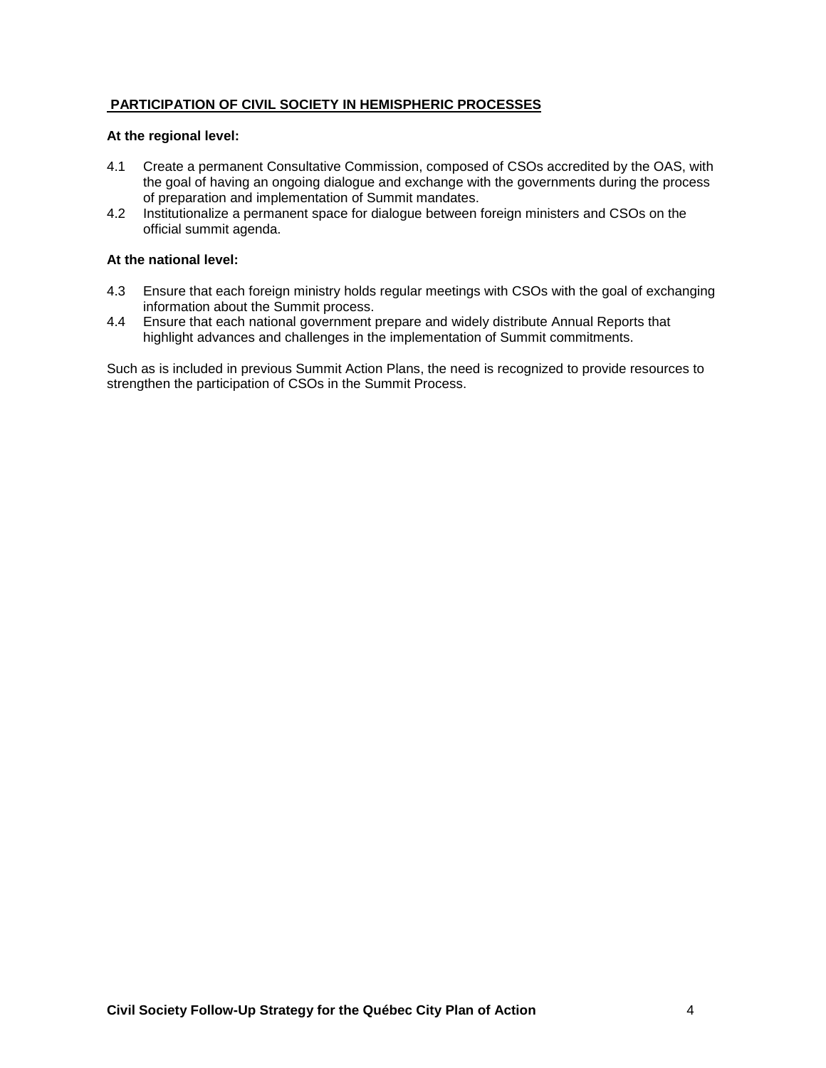## PARTICIPATION OF CIVIL SOCIETY IN HEMISPHERIC PROCESSES

**At the regional level:**

4.1 Create a permanent Consultative Commission, composed of CSOs accredited by the OAS, with the goal of having an ongoing dialogue and exchange with the governments during the process of preparation and implementation of Summit mandates.

4.2 Institutionalize a permanent space for dialogue between foreign ministers and CSOs on the official summit agenda.

**At the national level:**

4.3 Ensure that each foreign ministry holds regular meetings with CSOs with the goal of exchanging information about the Summit process.

4.4 Ensure that each national government prepare and widely distribute Annual Reports that highlight advances and challenges in the implementation of Summit commitments.

Such as is included in previous Summit Action Plans, the need is recognized to provide resources to strengthen the participation of CSOs in the Summit Process.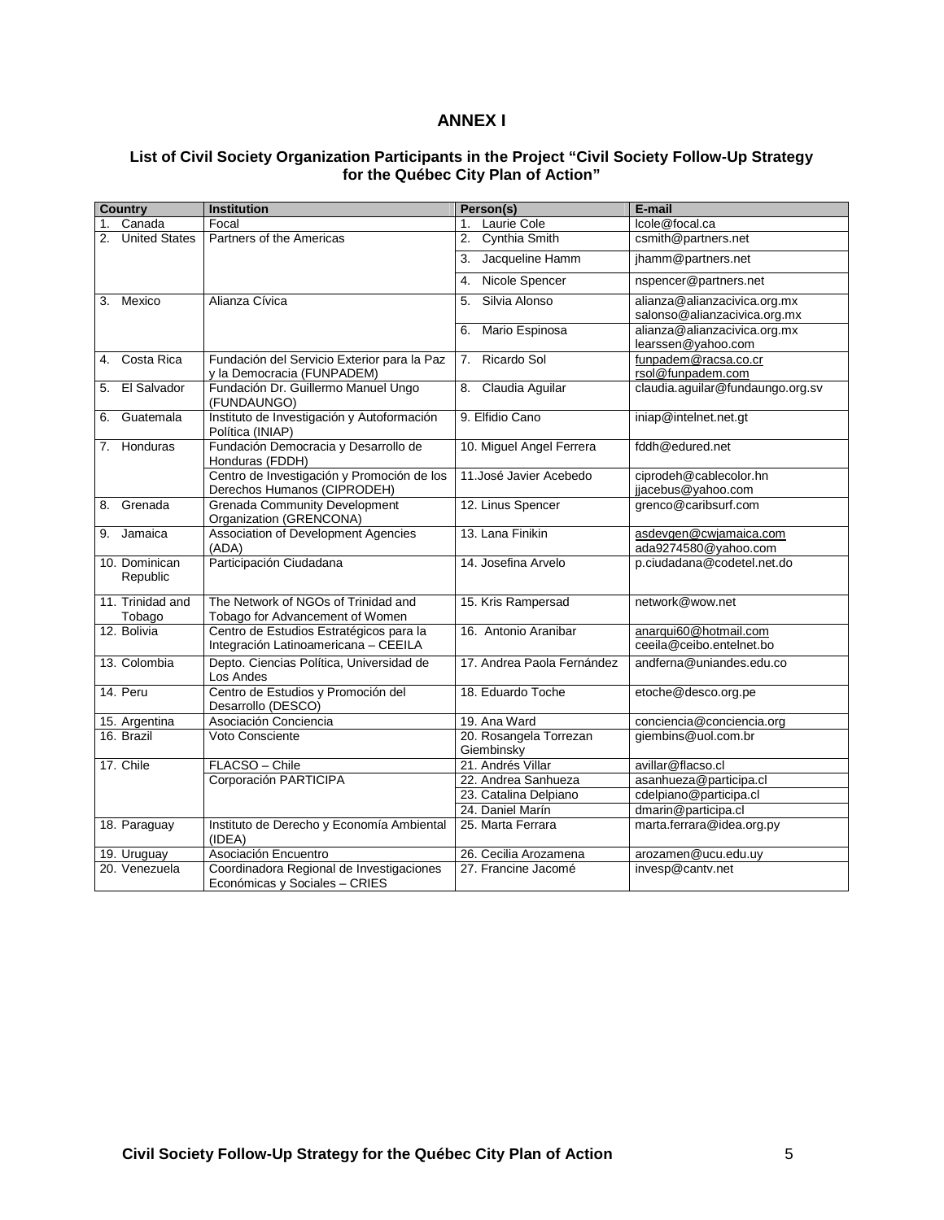# ANNEX I

### List of Civil Society Organization Participants in the Project "Civil Society Follow-Up Strategy for the Québec City Plan of Action"

| Country | Institution | Person(s) | E-mail |
|---|---|---|---|
| 1. Canada | Focal | 1. Laurie Cole | lcole@focal.ca |
| 2. United States | Partners of the Americas | 2. Cynthia Smith | csmith@partners.net |
| | | 3. Jacqueline Hamm | jhamm@partners.net |
| | | 4. Nicole Spencer | nspencer@partners.net |
| 3. Mexico | Alianza Cívica | 5. Silvia Alonso | alianza@alianzacivica.org.mx salonso@alianzacivica.org.mx |
| | | 6. Mario Espinosa | alianza@alianzacivica.org.mx learssen@yahoo.com |
| 4. Costa Rica | Fundación del Servicio Exterior para la Paz y la Democracia (FUNPADEM) | 7. Ricardo Sol | funpadem@racsa.co.cr rsol@funpadem.com |
| 5. El Salvador | Fundación Dr. Guillermo Manuel Ungo (FUNDAUNGO) | 8. Claudia Aguilar | claudia.aguilar@fundaungo.org.sv |
| 6. Guatemala | Instituto de Investigación y Autoformación Política (INIAP) | 9. Elfidio Cano | iniap@intelnet.net.gt |
| 7. Honduras | Fundación Democracia y Desarrollo de Honduras (FDDH) | 10. Miguel Angel Ferrera | fddh@edured.net |
| | Centro de Investigación y Promoción de los Derechos Humanos (CIPRODEH) | 11.José Javier Acebedo | ciprodeh@cablecolor.hn jjacebus@yahoo.com |
| 8. Grenada | Grenada Community Development Organization (GRENCONA) | 12. Linus Spencer | grenco@caribsurf.com |
| 9. Jamaica | Association of Development Agencies (ADA) | 13. Lana Finikin | asdevgen@cwjamaica.com ada9274580@yahoo.com |
| 10. Dominican Republic | Participación Ciudadana | 14. Josefina Arvelo | p.ciudadana@codetel.net.do |
| 11. Trinidad and Tobago | The Network of NGOs of Trinidad and Tobago for Advancement of Women | 15. Kris Rampersad | network@wow.net |
| 12. Bolivia | Centro de Estudios Estratégicos para la Integración Latinoamericana – CEEILA | 16. Antonio Aranibar | anarqui60@hotmail.com ceeila@ceibo.entelnet.bo |
| 13. Colombia | Depto. Ciencias Política, Universidad de Los Andes | 17. Andrea Paola Fernández | andferna@uniandes.edu.co |
| 14. Peru | Centro de Estudios y Promoción del Desarrollo (DESCO) | 18. Eduardo Toche | etoche@desco.org.pe |
| 15. Argentina | Asociación Conciencia | 19. Ana Ward | conciencia@conciencia.org |
| 16. Brazil | Voto Consciente | 20. Rosangela Torrezan Giembinsky | giembins@uol.com.br |
| 17. Chile | FLACSO – Chile | 21. Andrés Villar | avillar@flacso.cl |
| | Corporación PARTICIPA | 22. Andrea Sanhueza | asanhueza@participa.cl |
| | | 23. Catalina Delpiano | cdelpiano@participa.cl |
| | | 24. Daniel Marín | dmarin@participa.cl |
| 18. Paraguay | Instituto de Derecho y Economía Ambiental (IDEA) | 25. Marta Ferrara | marta.ferrara@idea.org.py |
| 19. Uruguay | Asociación Encuentro | 26. Cecilia Arozamena | arozamen@ucu.edu.uy |
| 20. Venezuela | Coordinadora Regional de Investigaciones Económicas y Sociales – CRIES | 27. Francine Jacomé | invesp@cantv.net |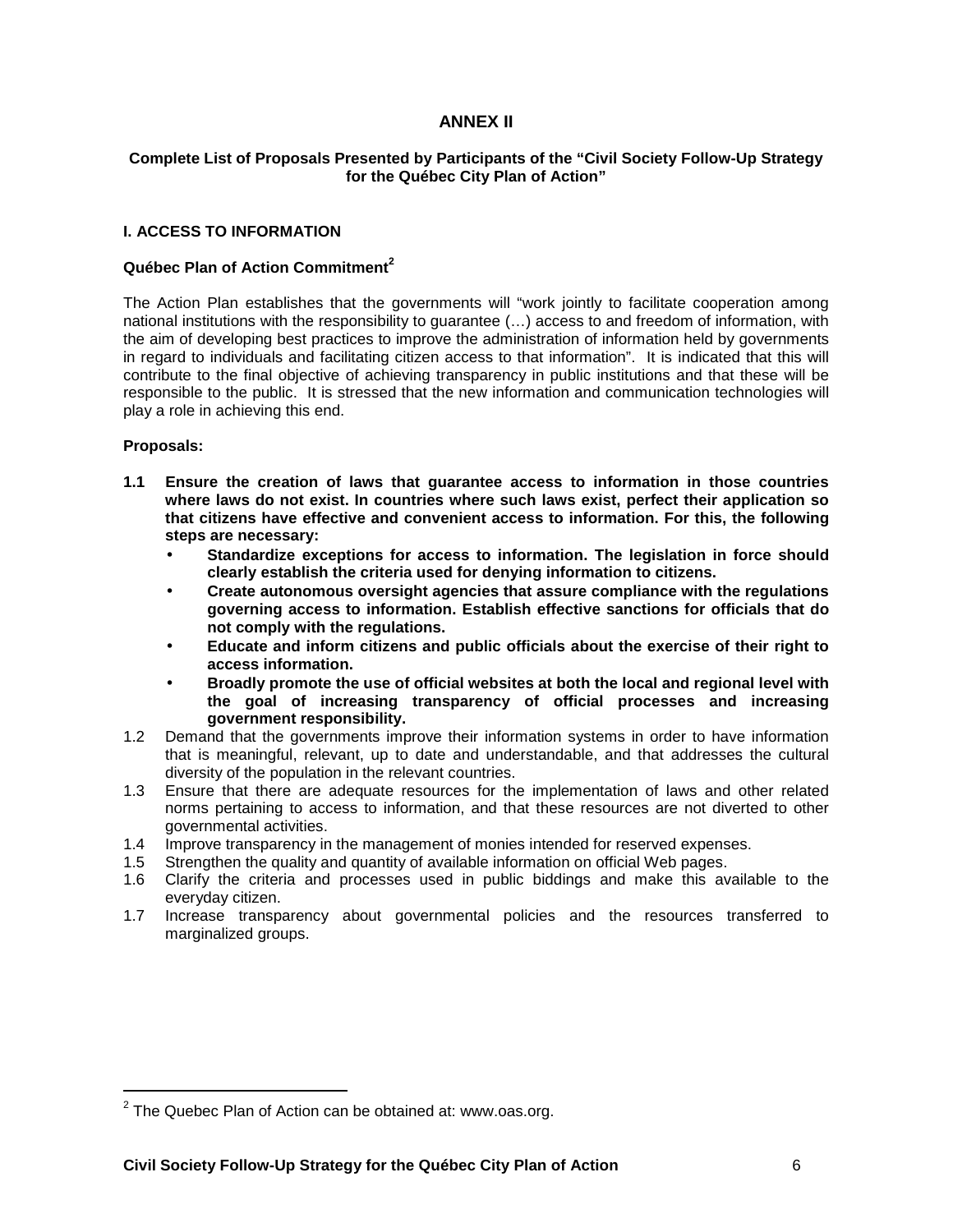# ANNEX II

### Complete List of Proposals Presented by Participants of the "Civil Society Follow-Up Strategy for the Québec City Plan of Action"

## I. ACCESS TO INFORMATION

### Québec Plan of Action Commitment[2]

The Action Plan establishes that the governments will "work jointly to facilitate cooperation among national institutions with the responsibility to guarantee (…) access to and freedom of information, with the aim of developing best practices to improve the administration of information held by governments in regard to individuals and facilitating citizen access to that information". It is indicated that this will contribute to the final objective of achieving transparency in public institutions and that these will be responsible to the public. It is stressed that the new information and communication technologies will play a role in achieving this end.

**Proposals:**

**1.1 Ensure the creation of laws that guarantee access to information in those countries where laws do not exist. In countries where such laws exist, perfect their application so that citizens have effective and convenient access to information. For this, the following steps are necessary:**

- **Standardize exceptions for access to information. The legislation in force should clearly establish the criteria used for denying information to citizens.**
- **Create autonomous oversight agencies that assure compliance with the regulations governing access to information. Establish effective sanctions for officials that do not comply with the regulations.**
- **Educate and inform citizens and public officials about the exercise of their right to access information.**
- **Broadly promote the use of official websites at both the local and regional level with the goal of increasing transparency of official processes and increasing government responsibility.**

1.2 Demand that the governments improve their information systems in order to have information that is meaningful, relevant, up to date and understandable, and that addresses the cultural diversity of the population in the relevant countries.

1.3 Ensure that there are adequate resources for the implementation of laws and other related norms pertaining to access to information, and that these resources are not diverted to other governmental activities.

1.4 Improve transparency in the management of monies intended for reserved expenses.

1.5 Strengthen the quality and quantity of available information on official Web pages.

1.6 Clarify the criteria and processes used in public biddings and make this available to the everyday citizen.

1.7 Increase transparency about governmental policies and the resources transferred to marginalized groups.

---

[2] The Quebec Plan of Action can be obtained at: www.oas.org.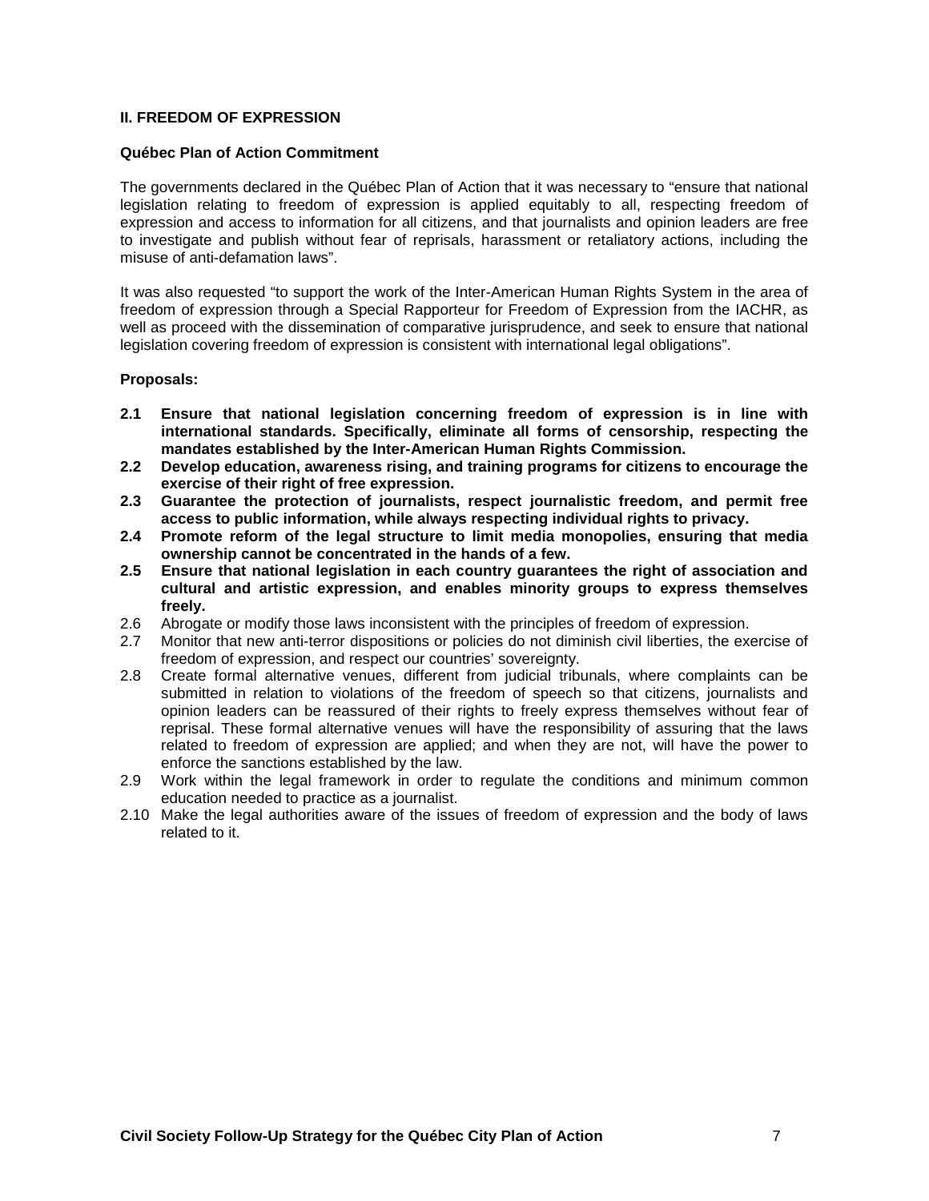## II. FREEDOM OF EXPRESSION

### Québec Plan of Action Commitment

The governments declared in the Québec Plan of Action that it was necessary to "ensure that national legislation relating to freedom of expression is applied equitably to all, respecting freedom of expression and access to information for all citizens, and that journalists and opinion leaders are free to investigate and publish without fear of reprisals, harassment or retaliatory actions, including the misuse of anti-defamation laws".

It was also requested "to support the work of the Inter-American Human Rights System in the area of freedom of expression through a Special Rapporteur for Freedom of Expression from the IACHR, as well as proceed with the dissemination of comparative jurisprudence, and seek to ensure that national legislation covering freedom of expression is consistent with international legal obligations".

### Proposals:

- **2.1 Ensure that national legislation concerning freedom of expression is in line with international standards. Specifically, eliminate all forms of censorship, respecting the mandates established by the Inter-American Human Rights Commission.**
- **2.2 Develop education, awareness rising, and training programs for citizens to encourage the exercise of their right of free expression.**
- **2.3 Guarantee the protection of journalists, respect journalistic freedom, and permit free access to public information, while always respecting individual rights to privacy.**
- **2.4 Promote reform of the legal structure to limit media monopolies, ensuring that media ownership cannot be concentrated in the hands of a few.**
- **2.5 Ensure that national legislation in each country guarantees the right of association and cultural and artistic expression, and enables minority groups to express themselves freely.**
- 2.6 Abrogate or modify those laws inconsistent with the principles of freedom of expression.
- 2.7 Monitor that new anti-terror dispositions or policies do not diminish civil liberties, the exercise of freedom of expression, and respect our countries' sovereignty.
- 2.8 Create formal alternative venues, different from judicial tribunals, where complaints can be submitted in relation to violations of the freedom of speech so that citizens, journalists and opinion leaders can be reassured of their rights to freely express themselves without fear of reprisal. These formal alternative venues will have the responsibility of assuring that the laws related to freedom of expression are applied; and when they are not, will have the power to enforce the sanctions established by the law.
- 2.9 Work within the legal framework in order to regulate the conditions and minimum common education needed to practice as a journalist.
- 2.10 Make the legal authorities aware of the issues of freedom of expression and the body of laws related to it.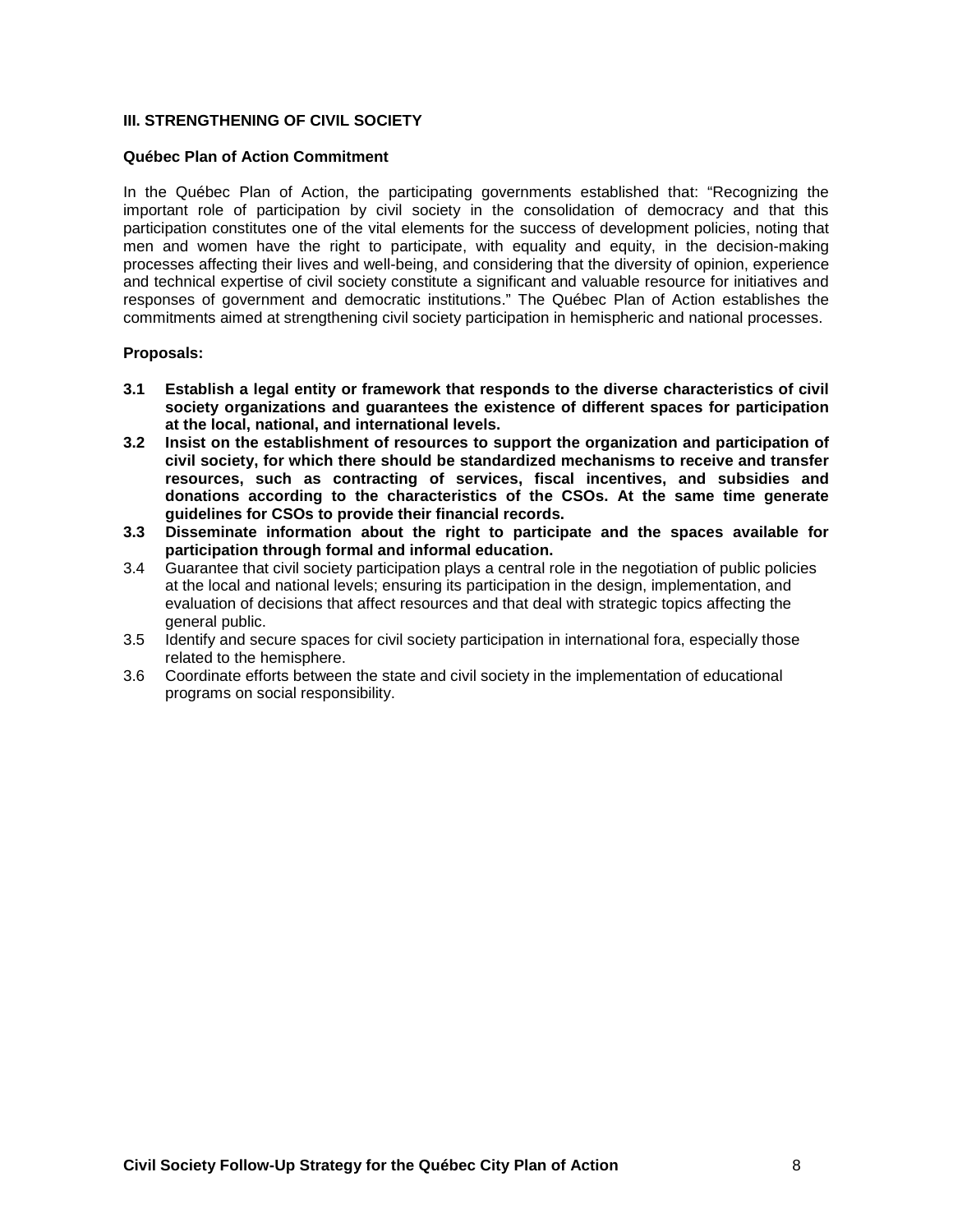### III. STRENGTHENING OF CIVIL SOCIETY

**Québec Plan of Action Commitment**

In the Québec Plan of Action, the participating governments established that: "Recognizing the important role of participation by civil society in the consolidation of democracy and that this participation constitutes one of the vital elements for the success of development policies, noting that men and women have the right to participate, with equality and equity, in the decision-making processes affecting their lives and well-being, and considering that the diversity of opinion, experience and technical expertise of civil society constitute a significant and valuable resource for initiatives and responses of government and democratic institutions." The Québec Plan of Action establishes the commitments aimed at strengthening civil society participation in hemispheric and national processes.

**Proposals:**

- **3.1 Establish a legal entity or framework that responds to the diverse characteristics of civil society organizations and guarantees the existence of different spaces for participation at the local, national, and international levels.**
- **3.2 Insist on the establishment of resources to support the organization and participation of civil society, for which there should be standardized mechanisms to receive and transfer resources, such as contracting of services, fiscal incentives, and subsidies and donations according to the characteristics of the CSOs. At the same time generate guidelines for CSOs to provide their financial records.**
- **3.3 Disseminate information about the right to participate and the spaces available for participation through formal and informal education.**
- 3.4 Guarantee that civil society participation plays a central role in the negotiation of public policies at the local and national levels; ensuring its participation in the design, implementation, and evaluation of decisions that affect resources and that deal with strategic topics affecting the general public.
- 3.5 Identify and secure spaces for civil society participation in international fora, especially those related to the hemisphere.
- 3.6 Coordinate efforts between the state and civil society in the implementation of educational programs on social responsibility.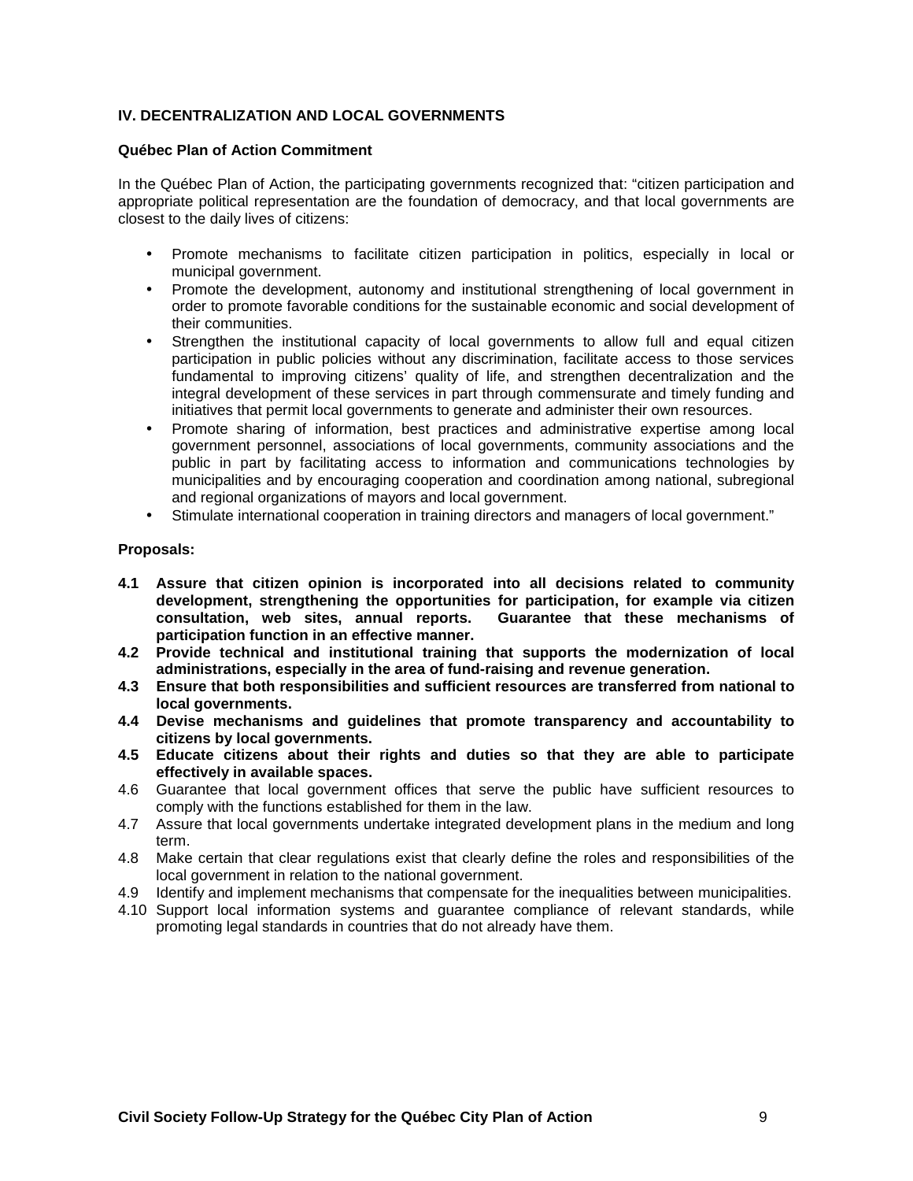## IV. DECENTRALIZATION AND LOCAL GOVERNMENTS

### Québec Plan of Action Commitment

In the Québec Plan of Action, the participating governments recognized that: "citizen participation and appropriate political representation are the foundation of democracy, and that local governments are closest to the daily lives of citizens:

- Promote mechanisms to facilitate citizen participation in politics, especially in local or municipal government.
- Promote the development, autonomy and institutional strengthening of local government in order to promote favorable conditions for the sustainable economic and social development of their communities.
- Strengthen the institutional capacity of local governments to allow full and equal citizen participation in public policies without any discrimination, facilitate access to those services fundamental to improving citizens' quality of life, and strengthen decentralization and the integral development of these services in part through commensurate and timely funding and initiatives that permit local governments to generate and administer their own resources.
- Promote sharing of information, best practices and administrative expertise among local government personnel, associations of local governments, community associations and the public in part by facilitating access to information and communications technologies by municipalities and by encouraging cooperation and coordination among national, subregional and regional organizations of mayors and local government.
- Stimulate international cooperation in training directors and managers of local government."

### Proposals:

**4.1 Assure that citizen opinion is incorporated into all decisions related to community development, strengthening the opportunities for participation, for example via citizen consultation, web sites, annual reports. Guarantee that these mechanisms of participation function in an effective manner.**

**4.2 Provide technical and institutional training that supports the modernization of local administrations, especially in the area of fund-raising and revenue generation.**

**4.3 Ensure that both responsibilities and sufficient resources are transferred from national to local governments.**

**4.4 Devise mechanisms and guidelines that promote transparency and accountability to citizens by local governments.**

**4.5 Educate citizens about their rights and duties so that they are able to participate effectively in available spaces.**

4.6 Guarantee that local government offices that serve the public have sufficient resources to comply with the functions established for them in the law.

4.7 Assure that local governments undertake integrated development plans in the medium and long term.

4.8 Make certain that clear regulations exist that clearly define the roles and responsibilities of the local government in relation to the national government.

4.9 Identify and implement mechanisms that compensate for the inequalities between municipalities.

4.10 Support local information systems and guarantee compliance of relevant standards, while promoting legal standards in countries that do not already have them.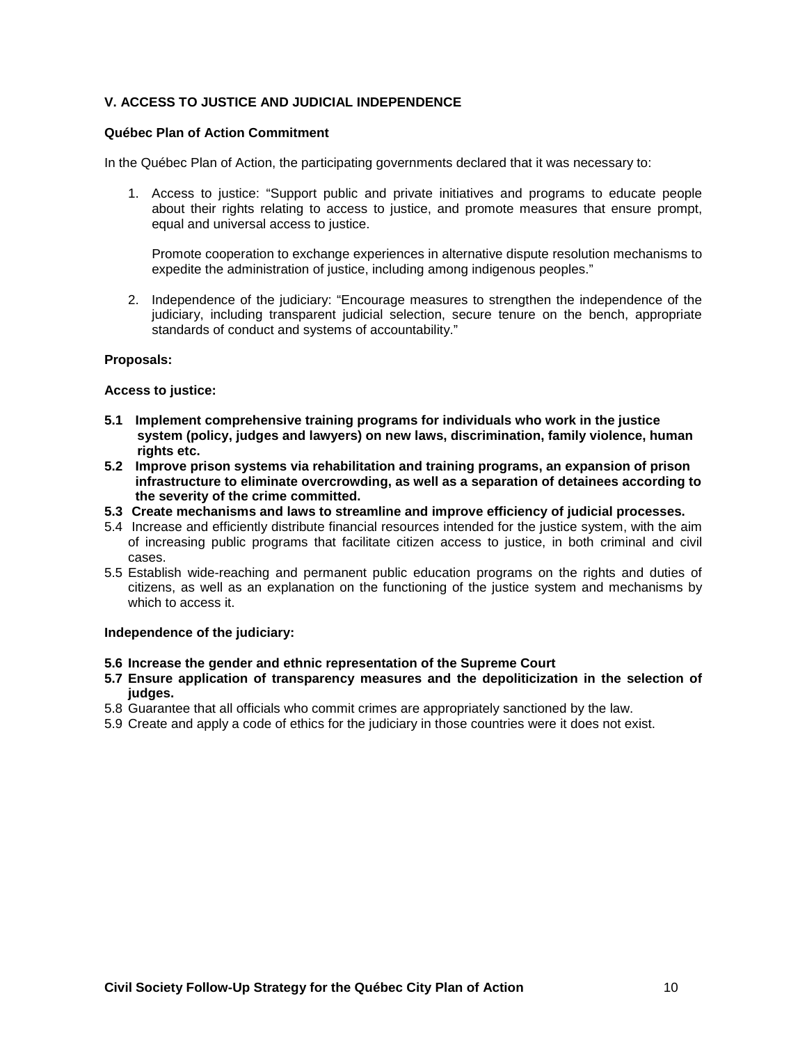## V. ACCESS TO JUSTICE AND JUDICIAL INDEPENDENCE

### Québec Plan of Action Commitment

In the Québec Plan of Action, the participating governments declared that it was necessary to:

1. Access to justice: "Support public and private initiatives and programs to educate people about their rights relating to access to justice, and promote measures that ensure prompt, equal and universal access to justice.

   Promote cooperation to exchange experiences in alternative dispute resolution mechanisms to expedite the administration of justice, including among indigenous peoples."

2. Independence of the judiciary: "Encourage measures to strengthen the independence of the judiciary, including transparent judicial selection, secure tenure on the bench, appropriate standards of conduct and systems of accountability."

### Proposals:

**Access to justice:**

**5.1 Implement comprehensive training programs for individuals who work in the justice system (policy, judges and lawyers) on new laws, discrimination, family violence, human rights etc.**

**5.2 Improve prison systems via rehabilitation and training programs, an expansion of prison infrastructure to eliminate overcrowding, as well as a separation of detainees according to the severity of the crime committed.**

**5.3 Create mechanisms and laws to streamline and improve efficiency of judicial processes.**

5.4 Increase and efficiently distribute financial resources intended for the justice system, with the aim of increasing public programs that facilitate citizen access to justice, in both criminal and civil cases.

5.5 Establish wide-reaching and permanent public education programs on the rights and duties of citizens, as well as an explanation on the functioning of the justice system and mechanisms by which to access it.

**Independence of the judiciary:**

**5.6 Increase the gender and ethnic representation of the Supreme Court**

**5.7 Ensure application of transparency measures and the depoliticization in the selection of judges.**

5.8 Guarantee that all officials who commit crimes are appropriately sanctioned by the law.

5.9 Create and apply a code of ethics for the judiciary in those countries were it does not exist.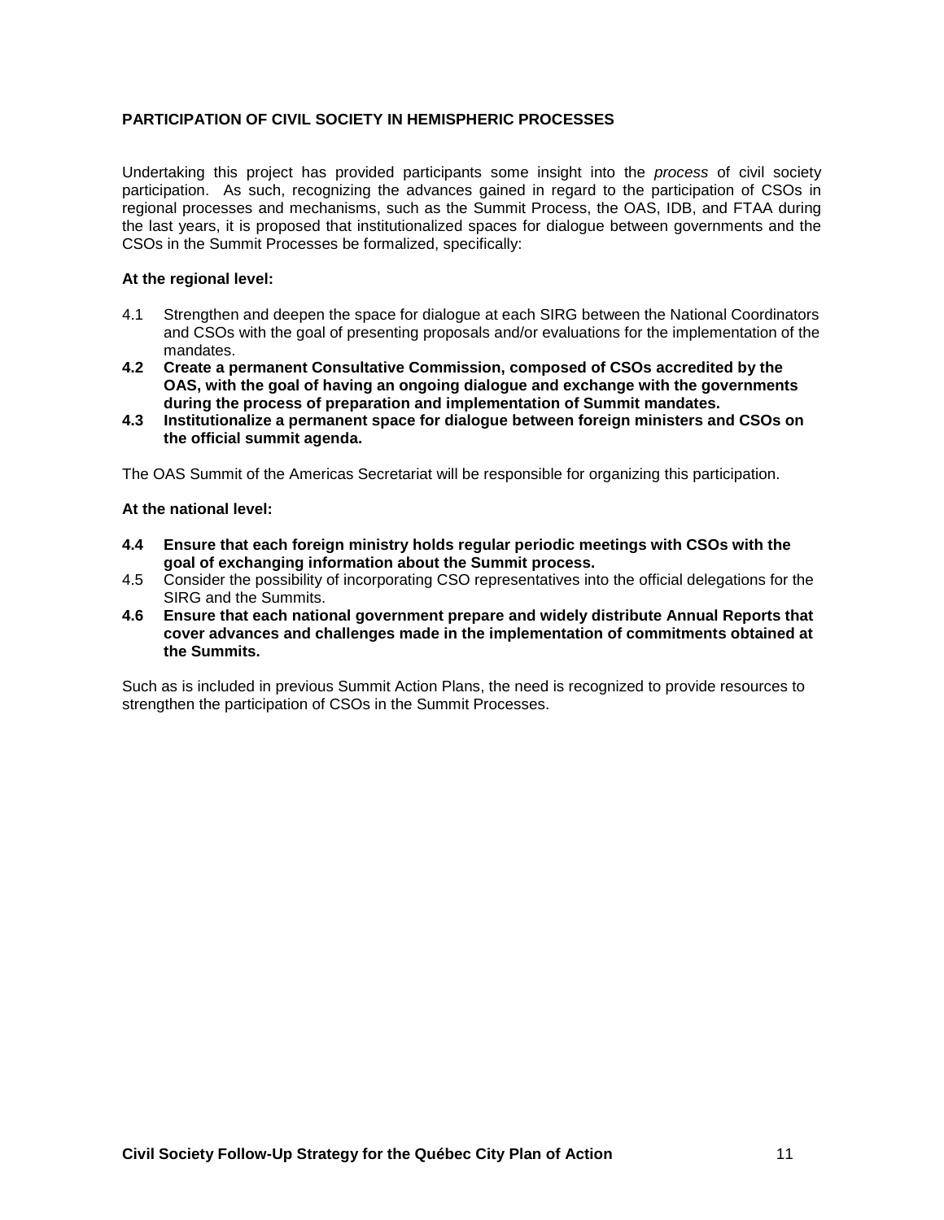## PARTICIPATION OF CIVIL SOCIETY IN HEMISPHERIC PROCESSES

Undertaking this project has provided participants some insight into the *process* of civil society participation. As such, recognizing the advances gained in regard to the participation of CSOs in regional processes and mechanisms, such as the Summit Process, the OAS, IDB, and FTAA during the last years, it is proposed that institutionalized spaces for dialogue between governments and the CSOs in the Summit Processes be formalized, specifically:

**At the regional level:**

4.1 Strengthen and deepen the space for dialogue at each SIRG between the National Coordinators and CSOs with the goal of presenting proposals and/or evaluations for the implementation of the mandates.

**4.2 Create a permanent Consultative Commission, composed of CSOs accredited by the OAS, with the goal of having an ongoing dialogue and exchange with the governments during the process of preparation and implementation of Summit mandates.**

**4.3 Institutionalize a permanent space for dialogue between foreign ministers and CSOs on the official summit agenda.**

The OAS Summit of the Americas Secretariat will be responsible for organizing this participation.

**At the national level:**

**4.4 Ensure that each foreign ministry holds regular periodic meetings with CSOs with the goal of exchanging information about the Summit process.**

4.5 Consider the possibility of incorporating CSO representatives into the official delegations for the SIRG and the Summits.

**4.6 Ensure that each national government prepare and widely distribute Annual Reports that cover advances and challenges made in the implementation of commitments obtained at the Summits.**

Such as is included in previous Summit Action Plans, the need is recognized to provide resources to strengthen the participation of CSOs in the Summit Processes.